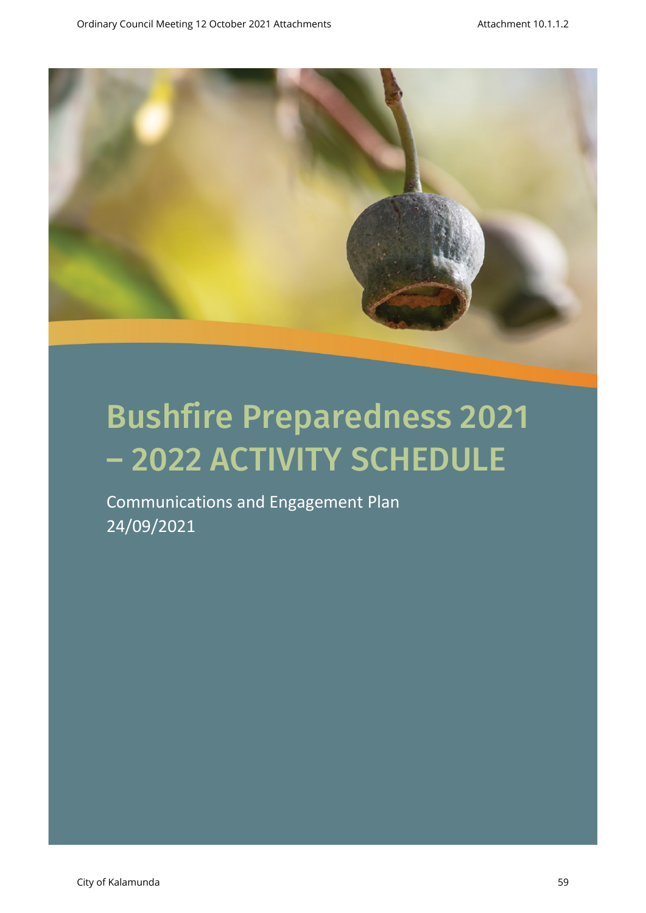# Bushfire Preparedness 2021 – 2022 ACTIVITY SCHEDULE

Communications and Engagement Plan
24/09/2021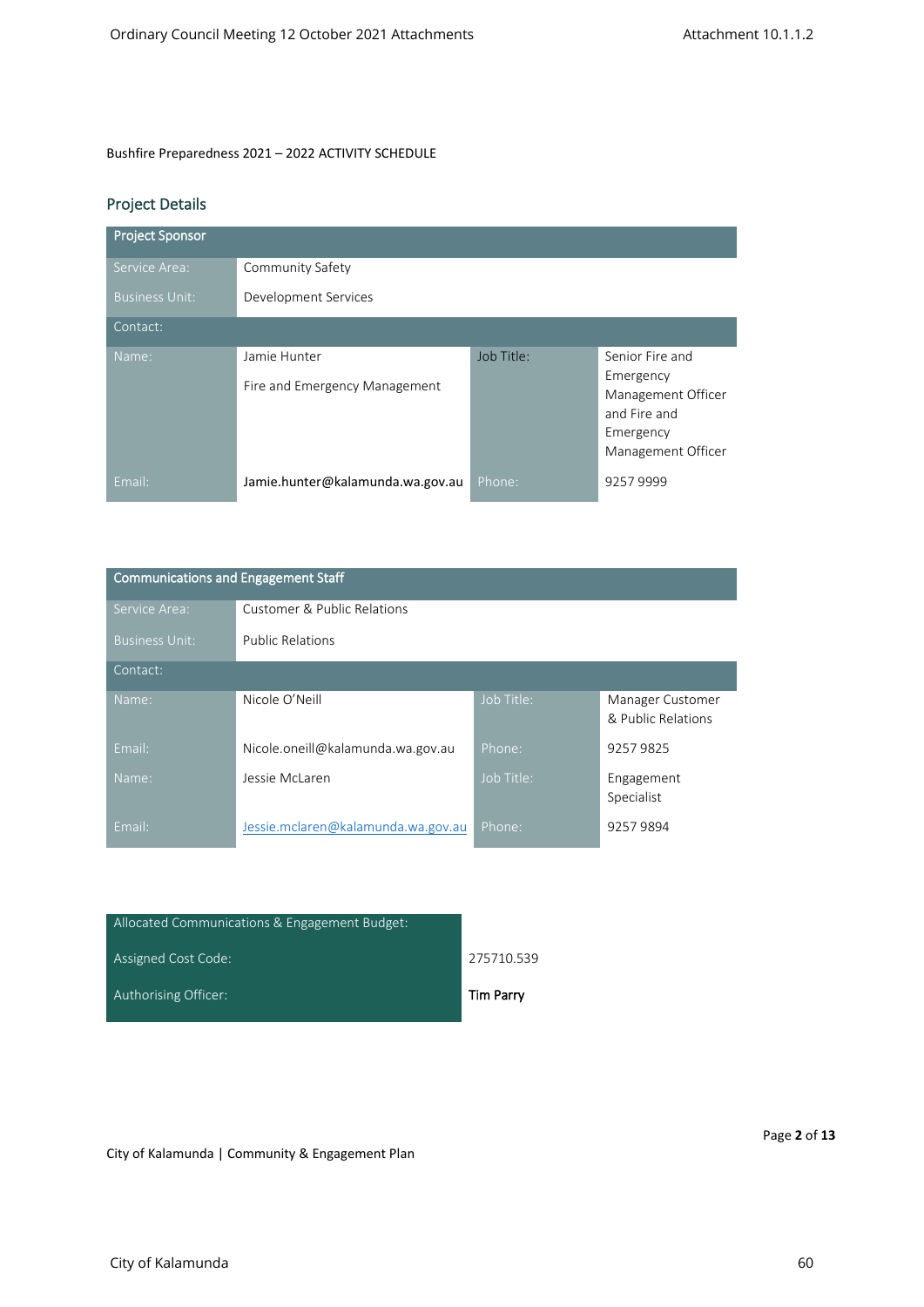Bushfire Preparedness 2021 – 2022 ACTIVITY SCHEDULE

## Project Details

| Project Sponsor | | | |
|---|---|---|---|
| Service Area: | Community Safety | | |
| Business Unit: | Development Services | | |
| Contact: | | | |
| Name: | Jamie Hunter<br><br>Fire and Emergency Management | Job Title: | Senior Fire and Emergency Management Officer and Fire and Emergency Management Officer |
| Email: | Jamie.hunter@kalamunda.wa.gov.au | Phone: | 9257 9999 |

| Communications and Engagement Staff | | | |
|---|---|---|---|
| Service Area: | Customer & Public Relations | | |
| Business Unit: | Public Relations | | |
| Contact: | | | |
| Name: | Nicole O'Neill | Job Title: | Manager Customer & Public Relations |
| Email: | Nicole.oneill@kalamunda.wa.gov.au | Phone: | 9257 9825 |
| Name: | Jessie McLaren | Job Title: | Engagement Specialist |
| Email: | Jessie.mclaren@kalamunda.wa.gov.au | Phone: | 9257 9894 |

| Allocated Communications & Engagement Budget: | |
|---|---|
| Assigned Cost Code: | 275710.539 |
| Authorising Officer: | **Tim Parry** |

City of Kalamunda | Community & Engagement Plan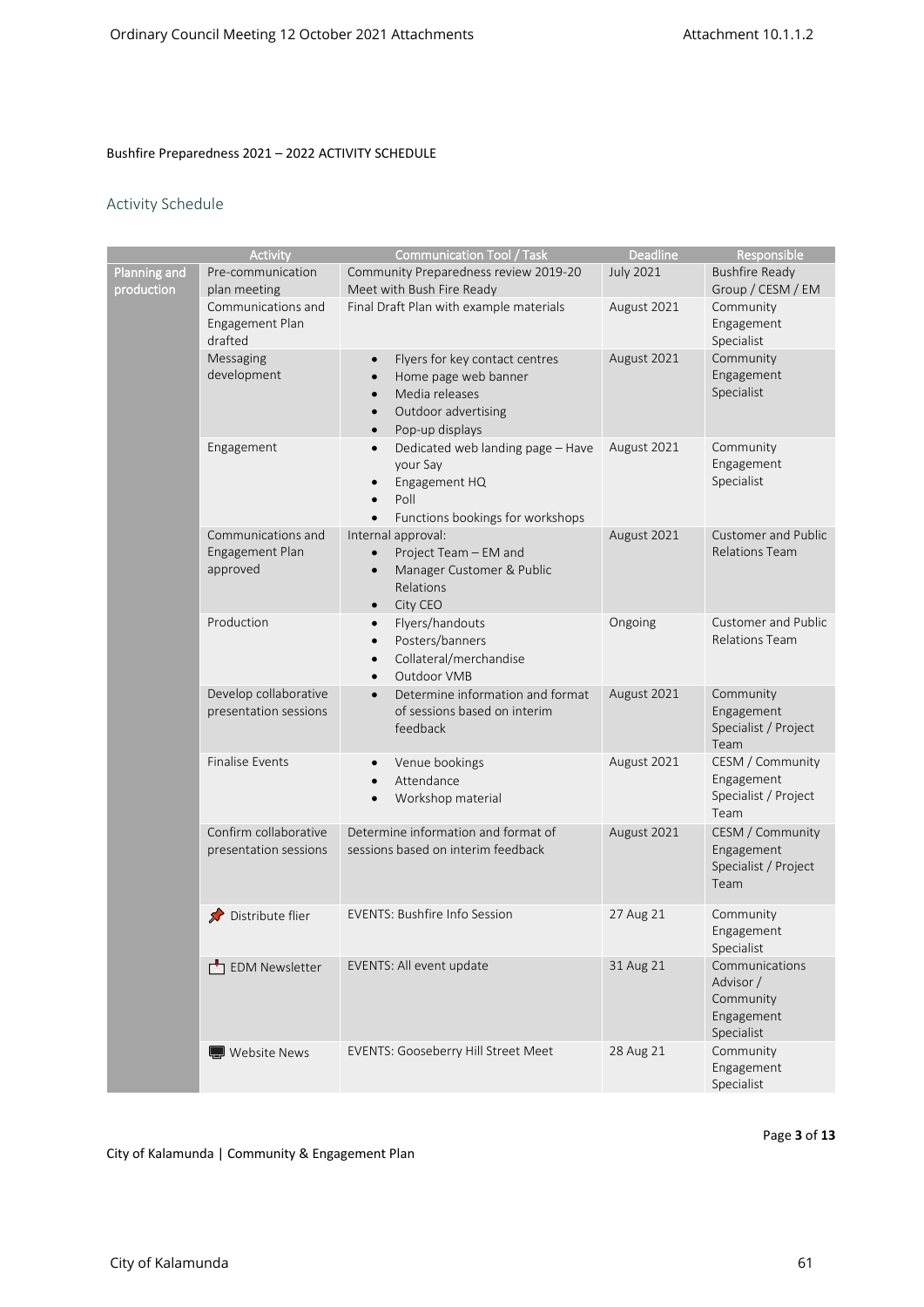Bushfire Preparedness 2021 – 2022 ACTIVITY SCHEDULE

## Activity Schedule

| | Activity | Communication Tool / Task | Deadline | Responsible |
|---|---|---|---|---|
| Planning and production | Pre-communication plan meeting | Community Preparedness review 2019-20 Meet with Bush Fire Ready | July 2021 | Bushfire Ready Group / CESM / EM |
| | Communications and Engagement Plan drafted | Final Draft Plan with example materials | August 2021 | Community Engagement Specialist |
| | Messaging development | • Flyers for key contact centres<br>• Home page web banner<br>• Media releases<br>• Outdoor advertising<br>• Pop-up displays | August 2021 | Community Engagement Specialist |
| | Engagement | • Dedicated web landing page – Have your Say<br>• Engagement HQ<br>• Poll<br>• Functions bookings for workshops | August 2021 | Community Engagement Specialist |
| | Communications and Engagement Plan approved | Internal approval:<br>• Project Team – EM and<br>• Manager Customer & Public Relations<br>• City CEO | August 2021 | Customer and Public Relations Team |
| | Production | • Flyers/handouts<br>• Posters/banners<br>• Collateral/merchandise<br>• Outdoor VMB | Ongoing | Customer and Public Relations Team |
| | Develop collaborative presentation sessions | • Determine information and format of sessions based on interim feedback | August 2021 | Community Engagement Specialist / Project Team |
| | Finalise Events | • Venue bookings<br>• Attendance<br>• Workshop material | August 2021 | CESM / Community Engagement Specialist / Project Team |
| | Confirm collaborative presentation sessions | Determine information and format of sessions based on interim feedback | August 2021 | CESM / Community Engagement Specialist / Project Team |
| | Distribute flier | EVENTS: Bushfire Info Session | 27 Aug 21 | Community Engagement Specialist |
| | EDM Newsletter | EVENTS: All event update | 31 Aug 21 | Communications Advisor / Community Engagement Specialist |
| | Website News | EVENTS: Gooseberry Hill Street Meet | 28 Aug 21 | Community Engagement Specialist |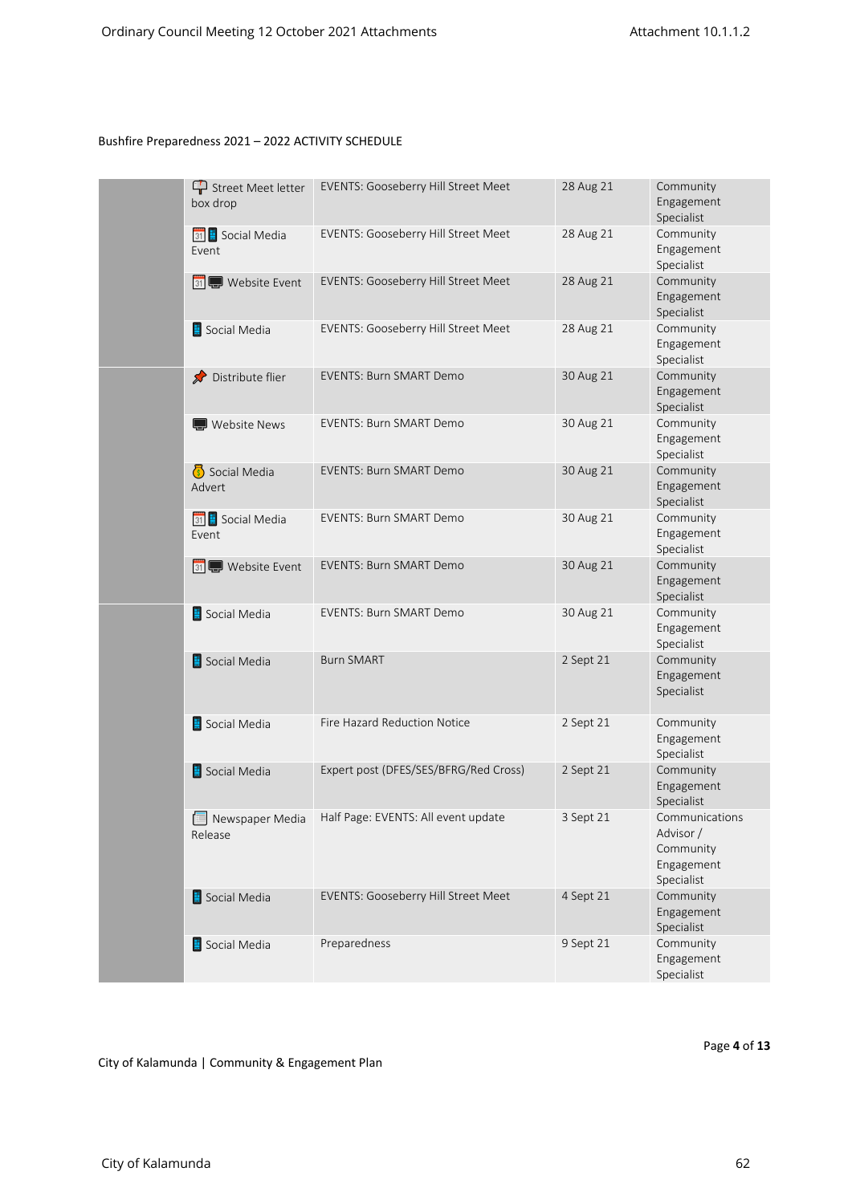Bushfire Preparedness 2021 – 2022 ACTIVITY SCHEDULE

| | | | | |
|---|---|---|---|---|
| | Street Meet letter box drop | EVENTS: Gooseberry Hill Street Meet | 28 Aug 21 | Community Engagement Specialist |
| | Social Media Event | EVENTS: Gooseberry Hill Street Meet | 28 Aug 21 | Community Engagement Specialist |
| | Website Event | EVENTS: Gooseberry Hill Street Meet | 28 Aug 21 | Community Engagement Specialist |
| | Social Media | EVENTS: Gooseberry Hill Street Meet | 28 Aug 21 | Community Engagement Specialist |
| | Distribute flier | EVENTS: Burn SMART Demo | 30 Aug 21 | Community Engagement Specialist |
| | Website News | EVENTS: Burn SMART Demo | 30 Aug 21 | Community Engagement Specialist |
| | Social Media Advert | EVENTS: Burn SMART Demo | 30 Aug 21 | Community Engagement Specialist |
| | Social Media Event | EVENTS: Burn SMART Demo | 30 Aug 21 | Community Engagement Specialist |
| | Website Event | EVENTS: Burn SMART Demo | 30 Aug 21 | Community Engagement Specialist |
| | Social Media | EVENTS: Burn SMART Demo | 30 Aug 21 | Community Engagement Specialist |
| | Social Media | Burn SMART | 2 Sept 21 | Community Engagement Specialist |
| | Social Media | Fire Hazard Reduction Notice | 2 Sept 21 | Community Engagement Specialist |
| | Social Media | Expert post (DFES/SES/BFRG/Red Cross) | 2 Sept 21 | Community Engagement Specialist |
| | Newspaper Media Release | Half Page: EVENTS: All event update | 3 Sept 21 | Communications Advisor / Community Engagement Specialist |
| | Social Media | EVENTS: Gooseberry Hill Street Meet | 4 Sept 21 | Community Engagement Specialist |
| | Social Media | Preparedness | 9 Sept 21 | Community Engagement Specialist |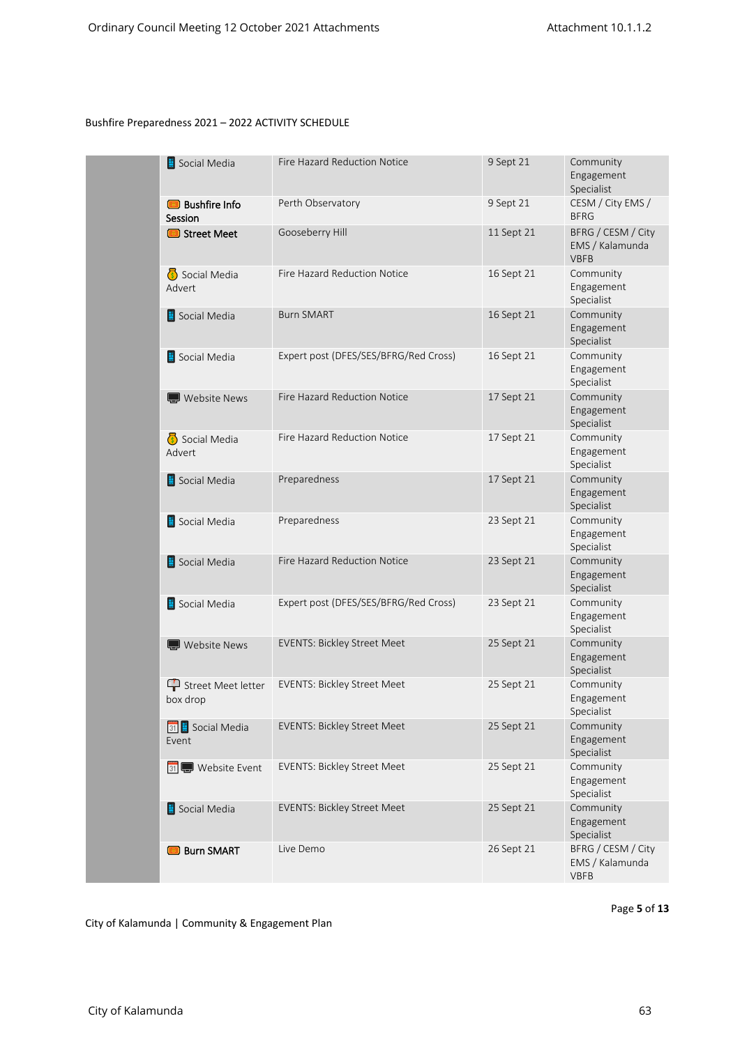Bushfire Preparedness 2021 – 2022 ACTIVITY SCHEDULE

| | | | | |
|---|---|---|---|---|
| | Social Media | Fire Hazard Reduction Notice | 9 Sept 21 | Community Engagement Specialist |
| | **Bushfire Info Session** | Perth Observatory | 9 Sept 21 | CESM / City EMS / BFRG |
| | **Street Meet** | Gooseberry Hill | 11 Sept 21 | BFRG / CESM / City EMS / Kalamunda VBFB |
| | Social Media Advert | Fire Hazard Reduction Notice | 16 Sept 21 | Community Engagement Specialist |
| | Social Media | Burn SMART | 16 Sept 21 | Community Engagement Specialist |
| | Social Media | Expert post (DFES/SES/BFRG/Red Cross) | 16 Sept 21 | Community Engagement Specialist |
| | Website News | Fire Hazard Reduction Notice | 17 Sept 21 | Community Engagement Specialist |
| | Social Media Advert | Fire Hazard Reduction Notice | 17 Sept 21 | Community Engagement Specialist |
| | Social Media | Preparedness | 17 Sept 21 | Community Engagement Specialist |
| | Social Media | Preparedness | 23 Sept 21 | Community Engagement Specialist |
| | Social Media | Fire Hazard Reduction Notice | 23 Sept 21 | Community Engagement Specialist |
| | Social Media | Expert post (DFES/SES/BFRG/Red Cross) | 23 Sept 21 | Community Engagement Specialist |
| | Website News | EVENTS: Bickley Street Meet | 25 Sept 21 | Community Engagement Specialist |
| | Street Meet letter box drop | EVENTS: Bickley Street Meet | 25 Sept 21 | Community Engagement Specialist |
| | Social Media Event | EVENTS: Bickley Street Meet | 25 Sept 21 | Community Engagement Specialist |
| | Website Event | EVENTS: Bickley Street Meet | 25 Sept 21 | Community Engagement Specialist |
| | Social Media | EVENTS: Bickley Street Meet | 25 Sept 21 | Community Engagement Specialist |
| | **Burn SMART** | Live Demo | 26 Sept 21 | BFRG / CESM / City EMS / Kalamunda VBFB |

City of Kalamunda | Community & Engagement Plan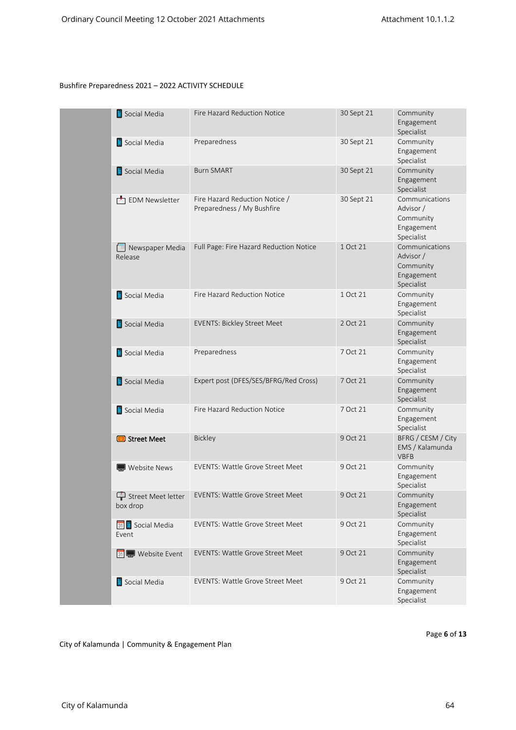Bushfire Preparedness 2021 – 2022 ACTIVITY SCHEDULE

| | | | | |
|---|---|---|---|---|
| | Social Media | Fire Hazard Reduction Notice | 30 Sept 21 | Community Engagement Specialist |
| | Social Media | Preparedness | 30 Sept 21 | Community Engagement Specialist |
| | Social Media | Burn SMART | 30 Sept 21 | Community Engagement Specialist |
| | EDM Newsletter | Fire Hazard Reduction Notice / Preparedness / My Bushfire | 30 Sept 21 | Communications Advisor / Community Engagement Specialist |
| | Newspaper Media Release | Full Page: Fire Hazard Reduction Notice | 1 Oct 21 | Communications Advisor / Community Engagement Specialist |
| | Social Media | Fire Hazard Reduction Notice | 1 Oct 21 | Community Engagement Specialist |
| | Social Media | EVENTS: Bickley Street Meet | 2 Oct 21 | Community Engagement Specialist |
| | Social Media | Preparedness | 7 Oct 21 | Community Engagement Specialist |
| | Social Media | Expert post (DFES/SES/BFRG/Red Cross) | 7 Oct 21 | Community Engagement Specialist |
| | Social Media | Fire Hazard Reduction Notice | 7 Oct 21 | Community Engagement Specialist |
| | **Street Meet** | Bickley | 9 Oct 21 | BFRG / CESM / City EMS / Kalamunda VBFB |
| | Website News | EVENTS: Wattle Grove Street Meet | 9 Oct 21 | Community Engagement Specialist |
| | Street Meet letter box drop | EVENTS: Wattle Grove Street Meet | 9 Oct 21 | Community Engagement Specialist |
| | Social Media Event | EVENTS: Wattle Grove Street Meet | 9 Oct 21 | Community Engagement Specialist |
| | Website Event | EVENTS: Wattle Grove Street Meet | 9 Oct 21 | Community Engagement Specialist |
| | Social Media | EVENTS: Wattle Grove Street Meet | 9 Oct 21 | Community Engagement Specialist |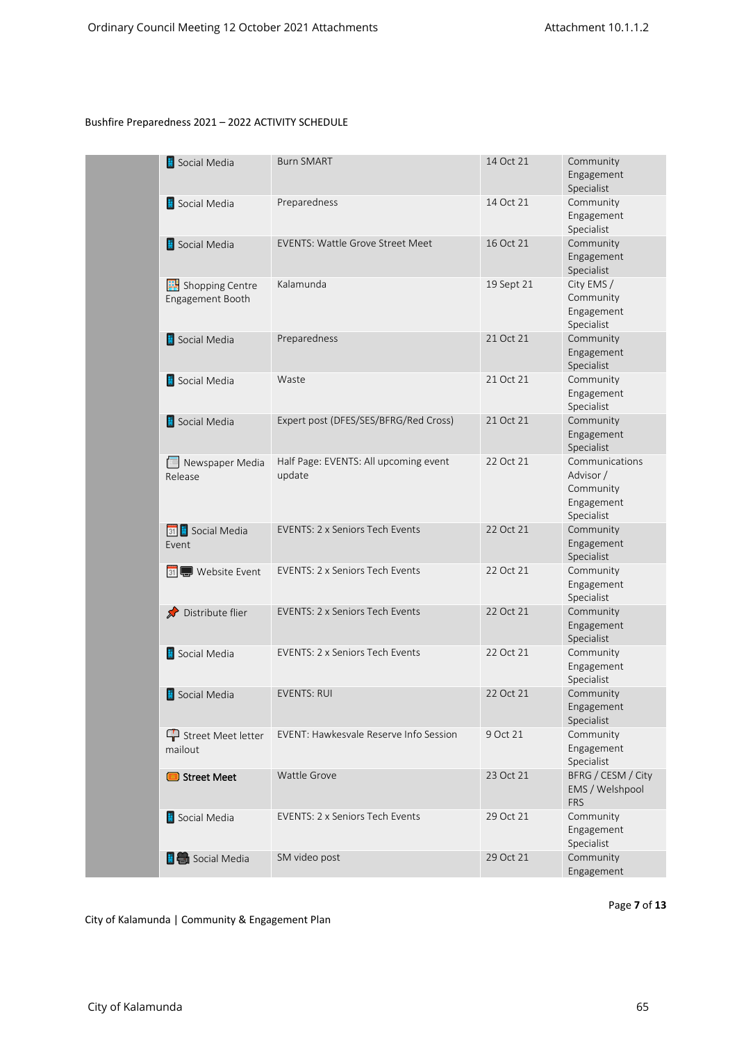Bushfire Preparedness 2021 – 2022 ACTIVITY SCHEDULE

| | | | | |
|---|---|---|---|---|
| | Social Media | Burn SMART | 14 Oct 21 | Community Engagement Specialist |
| | Social Media | Preparedness | 14 Oct 21 | Community Engagement Specialist |
| | Social Media | EVENTS: Wattle Grove Street Meet | 16 Oct 21 | Community Engagement Specialist |
| | Shopping Centre Engagement Booth | Kalamunda | 19 Sept 21 | City EMS / Community Engagement Specialist |
| | Social Media | Preparedness | 21 Oct 21 | Community Engagement Specialist |
| | Social Media | Waste | 21 Oct 21 | Community Engagement Specialist |
| | Social Media | Expert post (DFES/SES/BFRG/Red Cross) | 21 Oct 21 | Community Engagement Specialist |
| | Newspaper Media Release | Half Page: EVENTS: All upcoming event update | 22 Oct 21 | Communications Advisor / Community Engagement Specialist |
| | Social Media Event | EVENTS: 2 x Seniors Tech Events | 22 Oct 21 | Community Engagement Specialist |
| | Website Event | EVENTS: 2 x Seniors Tech Events | 22 Oct 21 | Community Engagement Specialist |
| | Distribute flier | EVENTS: 2 x Seniors Tech Events | 22 Oct 21 | Community Engagement Specialist |
| | Social Media | EVENTS: 2 x Seniors Tech Events | 22 Oct 21 | Community Engagement Specialist |
| | Social Media | EVENTS: RUI | 22 Oct 21 | Community Engagement Specialist |
| | Street Meet letter mailout | EVENT: Hawkesvale Reserve Info Session | 9 Oct 21 | Community Engagement Specialist |
| | **Street Meet** | Wattle Grove | 23 Oct 21 | BFRG / CESM / City EMS / Welshpool FRS |
| | Social Media | EVENTS: 2 x Seniors Tech Events | 29 Oct 21 | Community Engagement Specialist |
| | Social Media | SM video post | 29 Oct 21 | Community Engagement |

City of Kalamunda | Community & Engagement Plan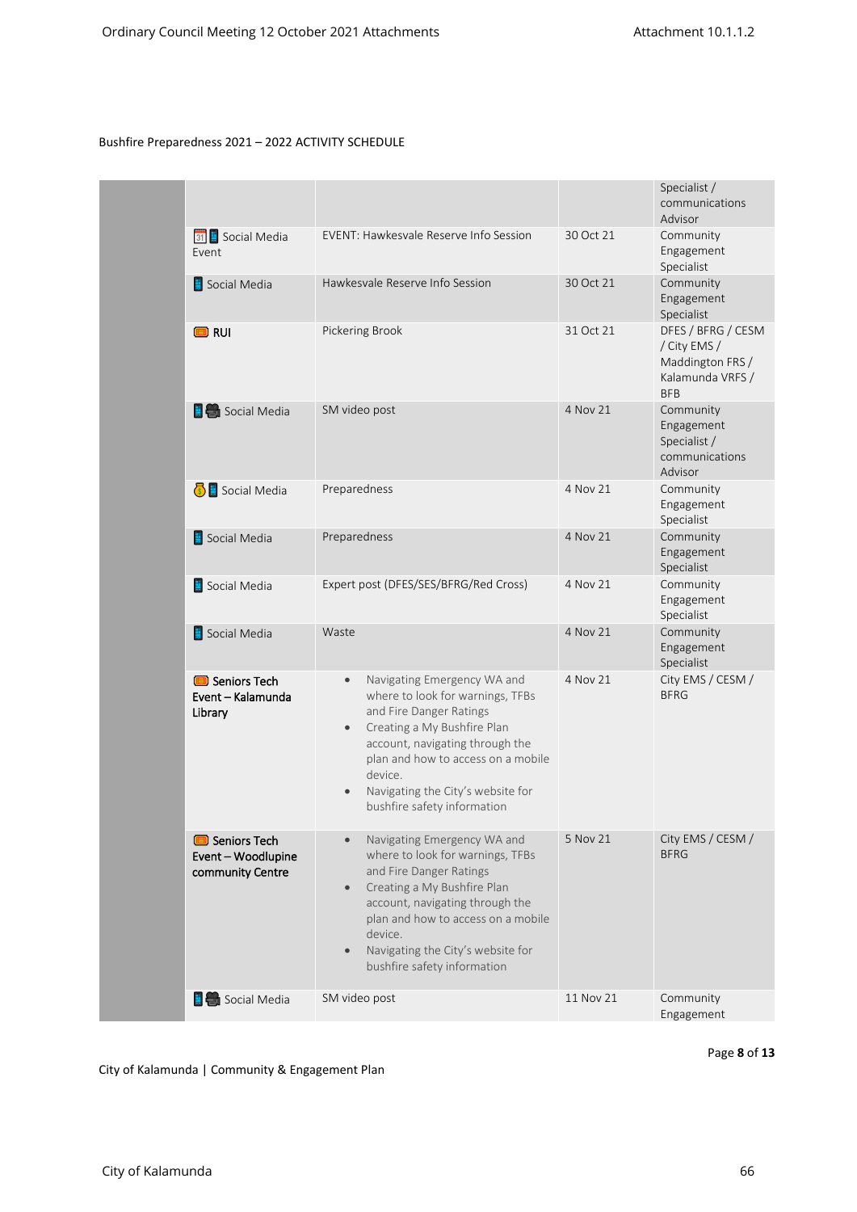Bushfire Preparedness 2021 – 2022 ACTIVITY SCHEDULE

| | | | | |
|---|---|---|---|---|
| | | | | Specialist / communications Advisor |
| | Social Media Event | EVENT: Hawkesvale Reserve Info Session | 30 Oct 21 | Community Engagement Specialist |
| | Social Media | Hawkesvale Reserve Info Session | 30 Oct 21 | Community Engagement Specialist |
| | **RUI** | Pickering Brook | 31 Oct 21 | DFES / BFRG / CESM / City EMS / Maddington FRS / Kalamunda VRFS / BFB |
| | Social Media | SM video post | 4 Nov 21 | Community Engagement Specialist / communications Advisor |
| | Social Media | Preparedness | 4 Nov 21 | Community Engagement Specialist |
| | Social Media | Preparedness | 4 Nov 21 | Community Engagement Specialist |
| | Social Media | Expert post (DFES/SES/BFRG/Red Cross) | 4 Nov 21 | Community Engagement Specialist |
| | Social Media | Waste | 4 Nov 21 | Community Engagement Specialist |
| | **Seniors Tech Event – Kalamunda Library** | • Navigating Emergency WA and where to look for warnings, TFBs and Fire Danger Ratings<br>• Creating a My Bushfire Plan account, navigating through the plan and how to access on a mobile device.<br>• Navigating the City's website for bushfire safety information | 4 Nov 21 | City EMS / CESM / BFRG |
| | **Seniors Tech Event – Woodlupine community Centre** | • Navigating Emergency WA and where to look for warnings, TFBs and Fire Danger Ratings<br>• Creating a My Bushfire Plan account, navigating through the plan and how to access on a mobile device.<br>• Navigating the City's website for bushfire safety information | 5 Nov 21 | City EMS / CESM / BFRG |
| | Social Media | SM video post | 11 Nov 21 | Community Engagement |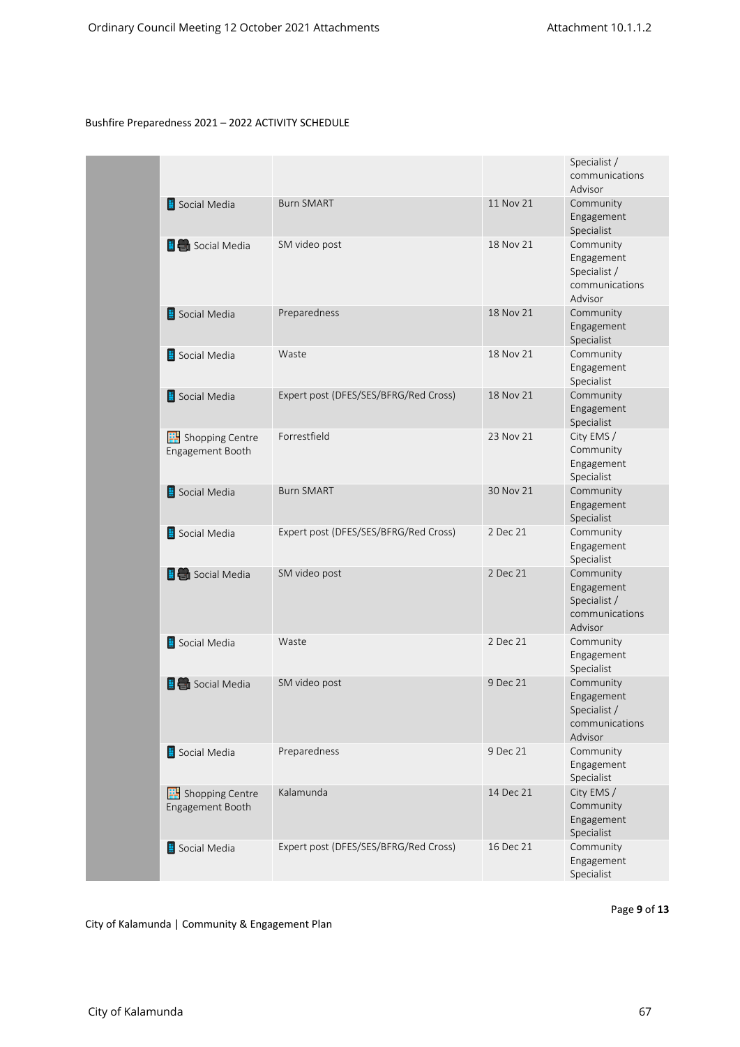Bushfire Preparedness 2021 – 2022 ACTIVITY SCHEDULE

| | | | | |
|---|---|---|---|---|
| | | | | Specialist / communications Advisor |
| | Social Media | Burn SMART | 11 Nov 21 | Community Engagement Specialist |
| | Social Media | SM video post | 18 Nov 21 | Community Engagement Specialist / communications Advisor |
| | Social Media | Preparedness | 18 Nov 21 | Community Engagement Specialist |
| | Social Media | Waste | 18 Nov 21 | Community Engagement Specialist |
| | Social Media | Expert post (DFES/SES/BFRG/Red Cross) | 18 Nov 21 | Community Engagement Specialist |
| | Shopping Centre Engagement Booth | Forrestfield | 23 Nov 21 | City EMS / Community Engagement Specialist |
| | Social Media | Burn SMART | 30 Nov 21 | Community Engagement Specialist |
| | Social Media | Expert post (DFES/SES/BFRG/Red Cross) | 2 Dec 21 | Community Engagement Specialist |
| | Social Media | SM video post | 2 Dec 21 | Community Engagement Specialist / communications Advisor |
| | Social Media | Waste | 2 Dec 21 | Community Engagement Specialist |
| | Social Media | SM video post | 9 Dec 21 | Community Engagement Specialist / communications Advisor |
| | Social Media | Preparedness | 9 Dec 21 | Community Engagement Specialist |
| | Shopping Centre Engagement Booth | Kalamunda | 14 Dec 21 | City EMS / Community Engagement Specialist |
| | Social Media | Expert post (DFES/SES/BFRG/Red Cross) | 16 Dec 21 | Community Engagement Specialist |

City of Kalamunda | Community & Engagement Plan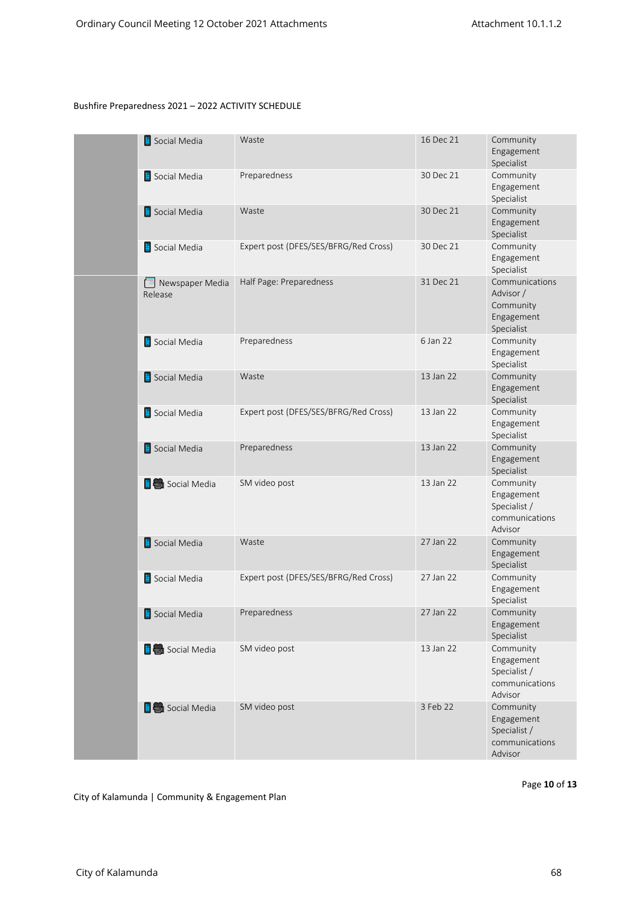Bushfire Preparedness 2021 – 2022 ACTIVITY SCHEDULE

| | | | | |
|---|---|---|---|---|
| | Social Media | Waste | 16 Dec 21 | Community Engagement Specialist |
| | Social Media | Preparedness | 30 Dec 21 | Community Engagement Specialist |
| | Social Media | Waste | 30 Dec 21 | Community Engagement Specialist |
| | Social Media | Expert post (DFES/SES/BFRG/Red Cross) | 30 Dec 21 | Community Engagement Specialist |
| | Newspaper Media Release | Half Page: Preparedness | 31 Dec 21 | Communications Advisor / Community Engagement Specialist |
| | Social Media | Preparedness | 6 Jan 22 | Community Engagement Specialist |
| | Social Media | Waste | 13 Jan 22 | Community Engagement Specialist |
| | Social Media | Expert post (DFES/SES/BFRG/Red Cross) | 13 Jan 22 | Community Engagement Specialist |
| | Social Media | Preparedness | 13 Jan 22 | Community Engagement Specialist |
| | Social Media | SM video post | 13 Jan 22 | Community Engagement Specialist / communications Advisor |
| | Social Media | Waste | 27 Jan 22 | Community Engagement Specialist |
| | Social Media | Expert post (DFES/SES/BFRG/Red Cross) | 27 Jan 22 | Community Engagement Specialist |
| | Social Media | Preparedness | 27 Jan 22 | Community Engagement Specialist |
| | Social Media | SM video post | 13 Jan 22 | Community Engagement Specialist / communications Advisor |
| | Social Media | SM video post | 3 Feb 22 | Community Engagement Specialist / communications Advisor |

City of Kalamunda | Community & Engagement Plan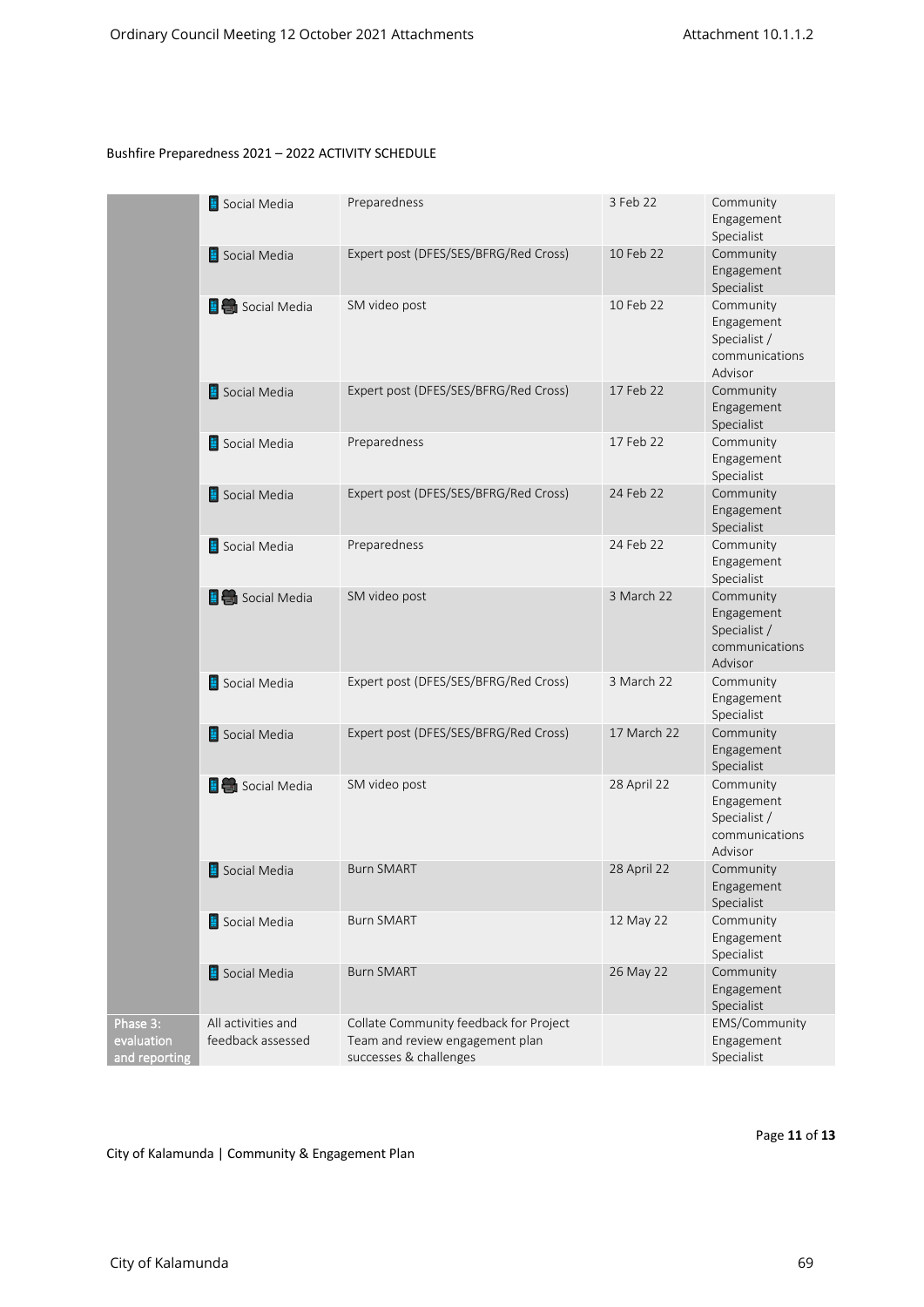Bushfire Preparedness 2021 – 2022 ACTIVITY SCHEDULE

| | | | | |
|---|---|---|---|---|
| | Social Media | Preparedness | 3 Feb 22 | Community Engagement Specialist |
| | Social Media | Expert post (DFES/SES/BFRG/Red Cross) | 10 Feb 22 | Community Engagement Specialist |
| | Social Media | SM video post | 10 Feb 22 | Community Engagement Specialist / communications Advisor |
| | Social Media | Expert post (DFES/SES/BFRG/Red Cross) | 17 Feb 22 | Community Engagement Specialist |
| | Social Media | Preparedness | 17 Feb 22 | Community Engagement Specialist |
| | Social Media | Expert post (DFES/SES/BFRG/Red Cross) | 24 Feb 22 | Community Engagement Specialist |
| | Social Media | Preparedness | 24 Feb 22 | Community Engagement Specialist |
| | Social Media | SM video post | 3 March 22 | Community Engagement Specialist / communications Advisor |
| | Social Media | Expert post (DFES/SES/BFRG/Red Cross) | 3 March 22 | Community Engagement Specialist |
| | Social Media | Expert post (DFES/SES/BFRG/Red Cross) | 17 March 22 | Community Engagement Specialist |
| | Social Media | SM video post | 28 April 22 | Community Engagement Specialist / communications Advisor |
| | Social Media | Burn SMART | 28 April 22 | Community Engagement Specialist |
| | Social Media | Burn SMART | 12 May 22 | Community Engagement Specialist |
| | Social Media | Burn SMART | 26 May 22 | Community Engagement Specialist |
| Phase 3: evaluation and reporting | All activities and feedback assessed | Collate Community feedback for Project Team and review engagement plan successes & challenges | | EMS/Community Engagement Specialist |

City of Kalamunda | Community & Engagement Plan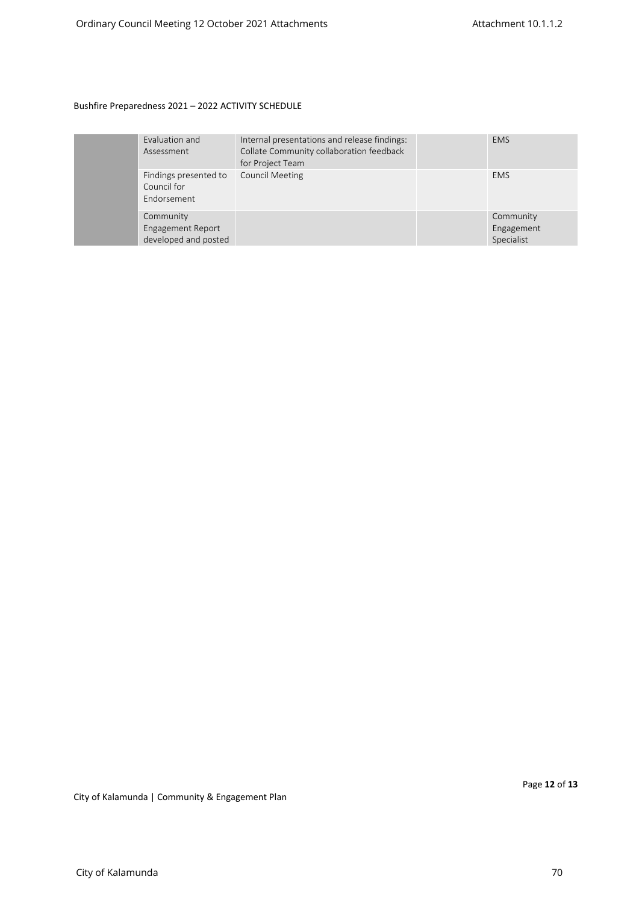Bushfire Preparedness 2021 – 2022 ACTIVITY SCHEDULE

| | | | | |
|---|---|---|---|---|
| | Evaluation and Assessment | Internal presentations and release findings: Collate Community collaboration feedback for Project Team | | EMS |
| | Findings presented to Council for Endorsement | Council Meeting | | EMS |
| | Community Engagement Report developed and posted | | | Community Engagement Specialist |

City of Kalamunda | Community & Engagement Plan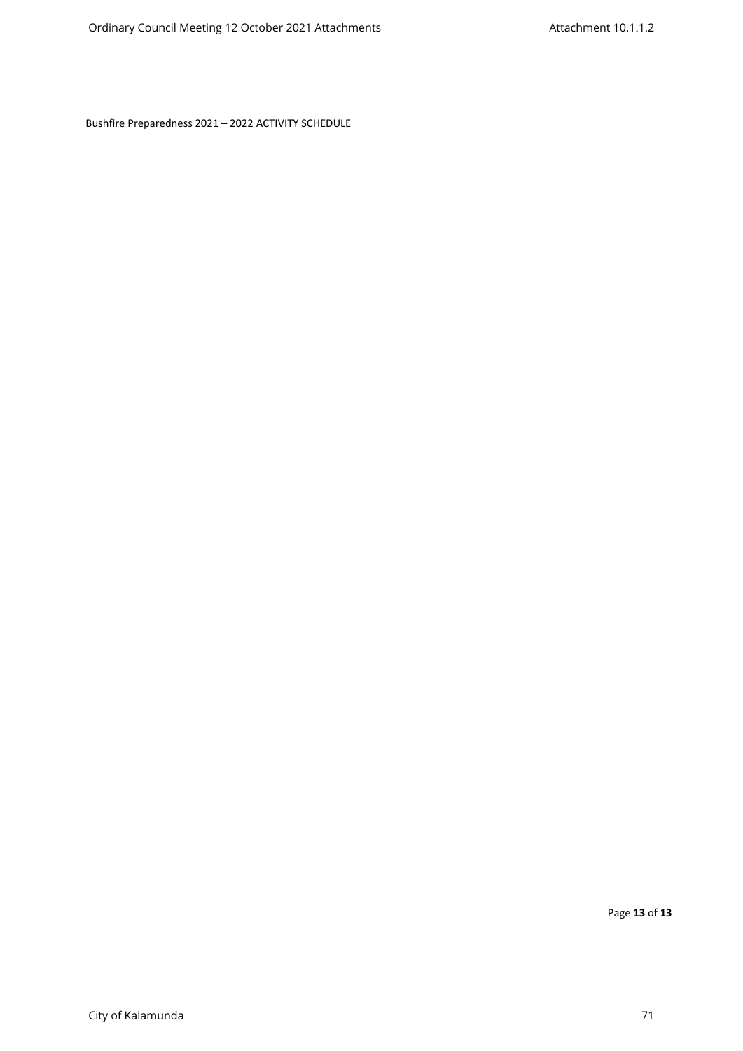Bushfire Preparedness 2021 – 2022 ACTIVITY SCHEDULE